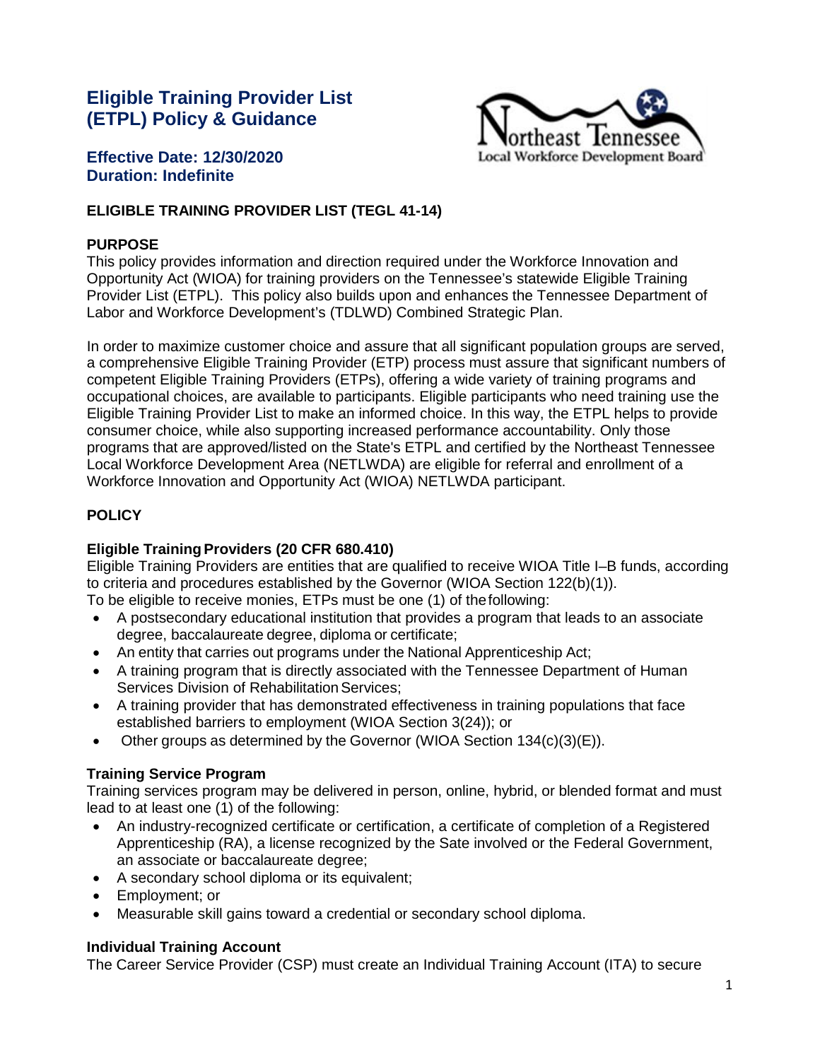# Eligible Training Provider List (ETPL) Policy & Guidance

**Effective Date: 12/30/2020**
**Duration: Indefinite**

**ELIGIBLE TRAINING PROVIDER LIST (TEGL 41-14)**

## PURPOSE

This policy provides information and direction required under the Workforce Innovation and Opportunity Act (WIOA) for training providers on the Tennessee's statewide Eligible Training Provider List (ETPL). This policy also builds upon and enhances the Tennessee Department of Labor and Workforce Development's (TDLWD) Combined Strategic Plan.

In order to maximize customer choice and assure that all significant population groups are served, a comprehensive Eligible Training Provider (ETP) process must assure that significant numbers of competent Eligible Training Providers (ETPs), offering a wide variety of training programs and occupational choices, are available to participants. Eligible participants who need training use the Eligible Training Provider List to make an informed choice. In this way, the ETPL helps to provide consumer choice, while also supporting increased performance accountability. Only those programs that are approved/listed on the State's ETPL and certified by the Northeast Tennessee Local Workforce Development Area (NETLWDA) are eligible for referral and enrollment of a Workforce Innovation and Opportunity Act (WIOA) NETLWDA participant.

## POLICY

### Eligible Training Providers (20 CFR 680.410)

Eligible Training Providers are entities that are qualified to receive WIOA Title I–B funds, according to criteria and procedures established by the Governor (WIOA Section 122(b)(1)).
To be eligible to receive monies, ETPs must be one (1) of the following:

- A postsecondary educational institution that provides a program that leads to an associate degree, baccalaureate degree, diploma or certificate;
- An entity that carries out programs under the National Apprenticeship Act;
- A training program that is directly associated with the Tennessee Department of Human Services Division of Rehabilitation Services;
- A training provider that has demonstrated effectiveness in training populations that face established barriers to employment (WIOA Section 3(24)); or
- Other groups as determined by the Governor (WIOA Section 134(c)(3)(E)).

### Training Service Program

Training services program may be delivered in person, online, hybrid, or blended format and must lead to at least one (1) of the following:

- An industry-recognized certificate or certification, a certificate of completion of a Registered Apprenticeship (RA), a license recognized by the Sate involved or the Federal Government, an associate or baccalaureate degree;
- A secondary school diploma or its equivalent;
- Employment; or
- Measurable skill gains toward a credential or secondary school diploma.

### Individual Training Account

The Career Service Provider (CSP) must create an Individual Training Account (ITA) to secure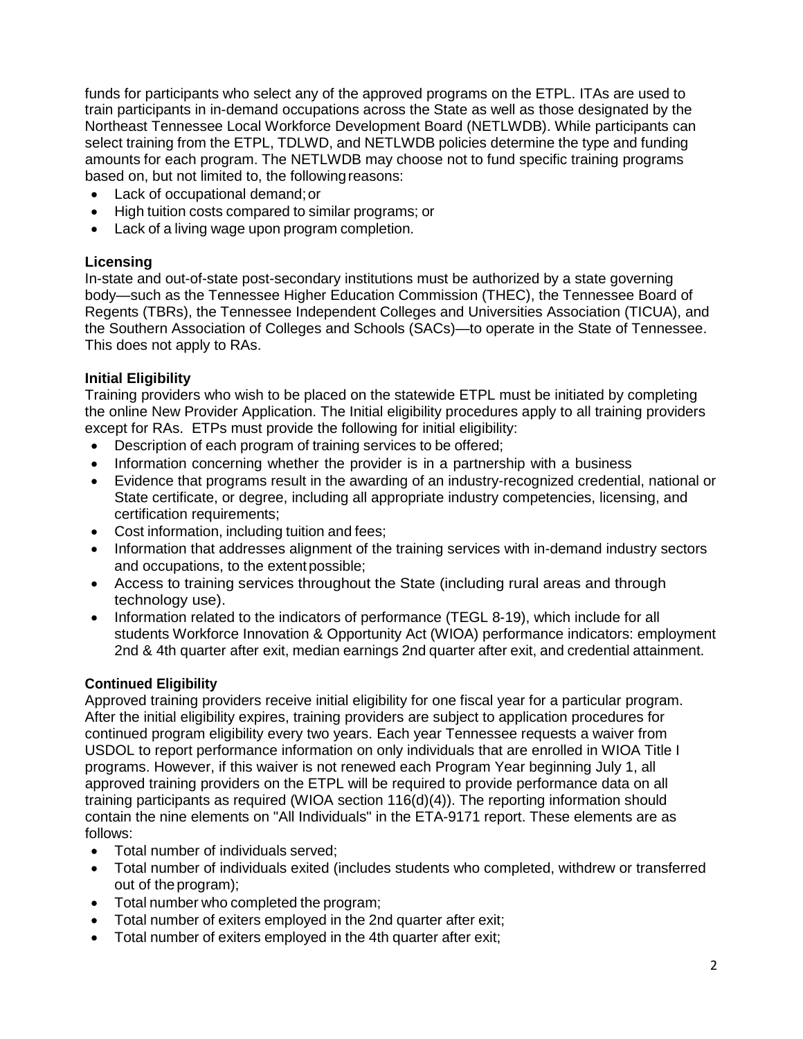funds for participants who select any of the approved programs on the ETPL. ITAs are used to train participants in in-demand occupations across the State as well as those designated by the Northeast Tennessee Local Workforce Development Board (NETLWDB). While participants can select training from the ETPL, TDLWD, and NETLWDB policies determine the type and funding amounts for each program. The NETLWDB may choose not to fund specific training programs based on, but not limited to, the following reasons:

- Lack of occupational demand; or
- High tuition costs compared to similar programs; or
- Lack of a living wage upon program completion.

**Licensing**

In-state and out-of-state post-secondary institutions must be authorized by a state governing body—such as the Tennessee Higher Education Commission (THEC), the Tennessee Board of Regents (TBRs), the Tennessee Independent Colleges and Universities Association (TICUA), and the Southern Association of Colleges and Schools (SACs)—to operate in the State of Tennessee. This does not apply to RAs.

**Initial Eligibility**

Training providers who wish to be placed on the statewide ETPL must be initiated by completing the online New Provider Application. The Initial eligibility procedures apply to all training providers except for RAs. ETPs must provide the following for initial eligibility:

- Description of each program of training services to be offered;
- Information concerning whether the provider is in a partnership with a business
- Evidence that programs result in the awarding of an industry-recognized credential, national or State certificate, or degree, including all appropriate industry competencies, licensing, and certification requirements;
- Cost information, including tuition and fees;
- Information that addresses alignment of the training services with in-demand industry sectors and occupations, to the extent possible;
- Access to training services throughout the State (including rural areas and through technology use).
- Information related to the indicators of performance (TEGL 8-19), which include for all students Workforce Innovation & Opportunity Act (WIOA) performance indicators: employment 2nd & 4th quarter after exit, median earnings 2nd quarter after exit, and credential attainment.

**Continued Eligibility**

Approved training providers receive initial eligibility for one fiscal year for a particular program. After the initial eligibility expires, training providers are subject to application procedures for continued program eligibility every two years. Each year Tennessee requests a waiver from USDOL to report performance information on only individuals that are enrolled in WIOA Title I programs. However, if this waiver is not renewed each Program Year beginning July 1, all approved training providers on the ETPL will be required to provide performance data on all training participants as required (WIOA section 116(d)(4)). The reporting information should contain the nine elements on "All Individuals" in the ETA-9171 report. These elements are as follows:

- Total number of individuals served;
- Total number of individuals exited (includes students who completed, withdrew or transferred out of the program);
- Total number who completed the program;
- Total number of exiters employed in the 2nd quarter after exit;
- Total number of exiters employed in the 4th quarter after exit;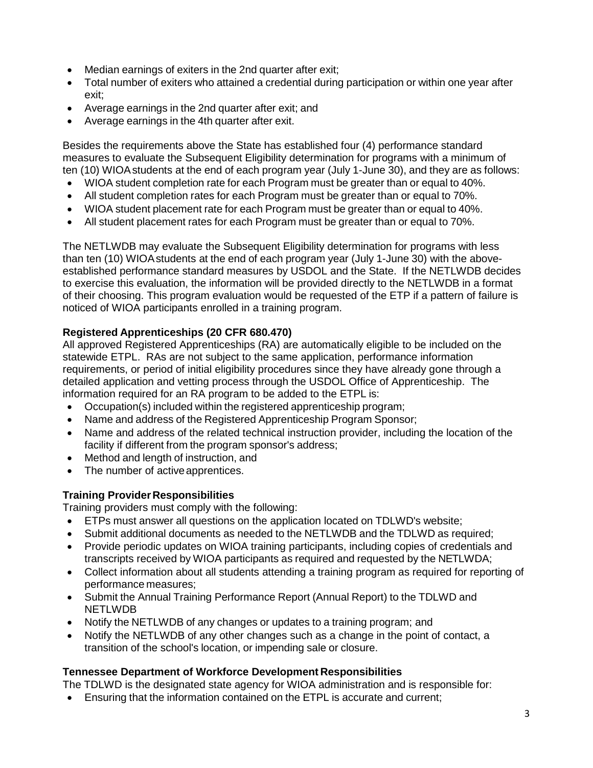- Median earnings of exiters in the 2nd quarter after exit;
- Total number of exiters who attained a credential during participation or within one year after exit;
- Average earnings in the 2nd quarter after exit; and
- Average earnings in the 4th quarter after exit.

Besides the requirements above the State has established four (4) performance standard measures to evaluate the Subsequent Eligibility determination for programs with a minimum of ten (10) WIOA students at the end of each program year (July 1-June 30), and they are as follows:

- WIOA student completion rate for each Program must be greater than or equal to 40%.
- All student completion rates for each Program must be greater than or equal to 70%.
- WIOA student placement rate for each Program must be greater than or equal to 40%.
- All student placement rates for each Program must be greater than or equal to 70%.

The NETLWDB may evaluate the Subsequent Eligibility determination for programs with less than ten (10) WIOA students at the end of each program year (July 1-June 30) with the above-established performance standard measures by USDOL and the State. If the NETLWDB decides to exercise this evaluation, the information will be provided directly to the NETLWDB in a format of their choosing. This program evaluation would be requested of the ETP if a pattern of failure is noticed of WIOA participants enrolled in a training program.

**Registered Apprenticeships (20 CFR 680.470)**

All approved Registered Apprenticeships (RA) are automatically eligible to be included on the statewide ETPL. RAs are not subject to the same application, performance information requirements, or period of initial eligibility procedures since they have already gone through a detailed application and vetting process through the USDOL Office of Apprenticeship. The information required for an RA program to be added to the ETPL is:

- Occupation(s) included within the registered apprenticeship program;
- Name and address of the Registered Apprenticeship Program Sponsor;
- Name and address of the related technical instruction provider, including the location of the facility if different from the program sponsor's address;
- Method and length of instruction, and
- The number of active apprentices.

**Training Provider Responsibilities**

Training providers must comply with the following:

- ETPs must answer all questions on the application located on TDLWD's website;
- Submit additional documents as needed to the NETLWDB and the TDLWD as required;
- Provide periodic updates on WIOA training participants, including copies of credentials and transcripts received by WIOA participants as required and requested by the NETLWDA;
- Collect information about all students attending a training program as required for reporting of performance measures;
- Submit the Annual Training Performance Report (Annual Report) to the TDLWD and NETLWDB
- Notify the NETLWDB of any changes or updates to a training program; and
- Notify the NETLWDB of any other changes such as a change in the point of contact, a transition of the school's location, or impending sale or closure.

**Tennessee Department of Workforce Development Responsibilities**

The TDLWD is the designated state agency for WIOA administration and is responsible for:

- Ensuring that the information contained on the ETPL is accurate and current;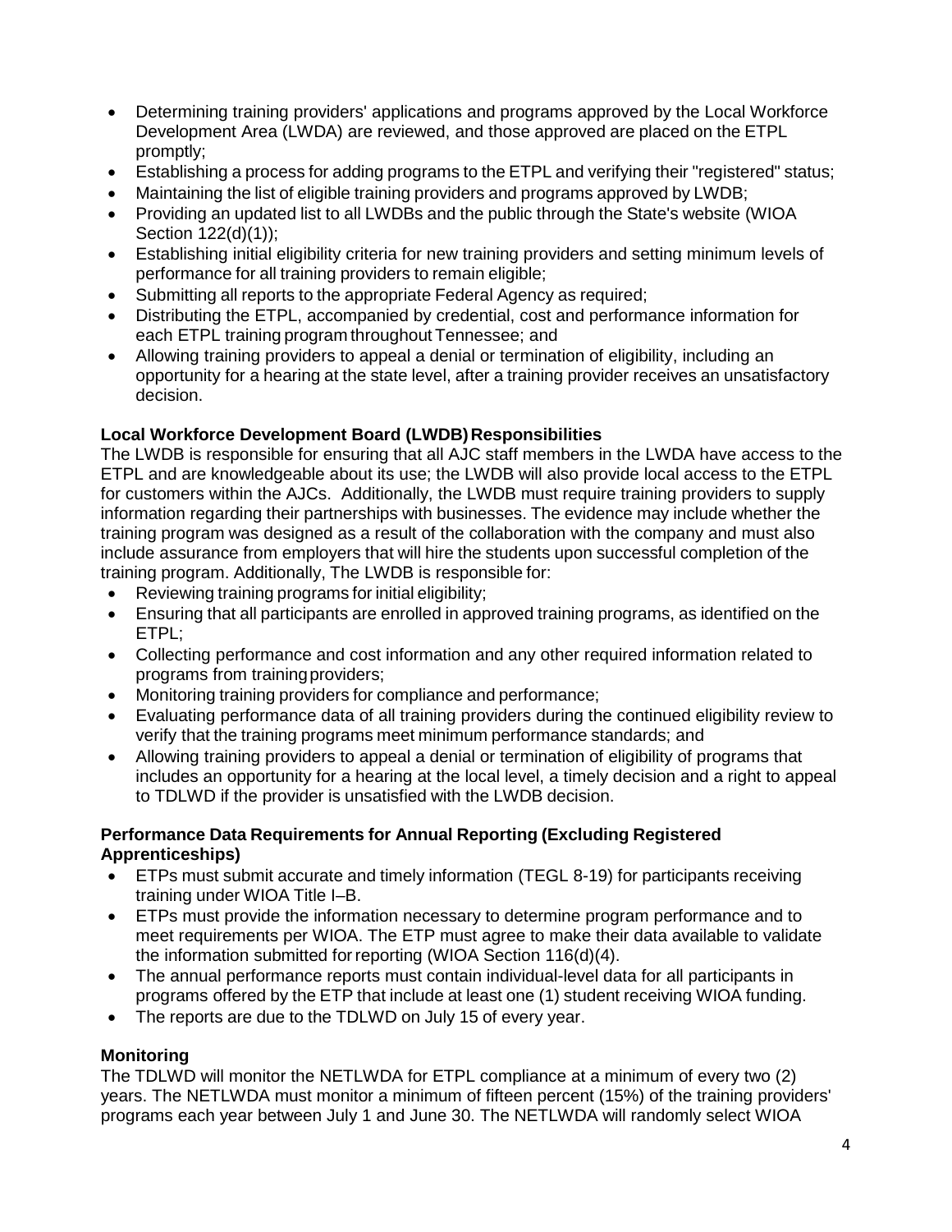- Determining training providers' applications and programs approved by the Local Workforce Development Area (LWDA) are reviewed, and those approved are placed on the ETPL promptly;
- Establishing a process for adding programs to the ETPL and verifying their "registered" status;
- Maintaining the list of eligible training providers and programs approved by LWDB;
- Providing an updated list to all LWDBs and the public through the State's website (WIOA Section 122(d)(1));
- Establishing initial eligibility criteria for new training providers and setting minimum levels of performance for all training providers to remain eligible;
- Submitting all reports to the appropriate Federal Agency as required;
- Distributing the ETPL, accompanied by credential, cost and performance information for each ETPL training program throughout Tennessee; and
- Allowing training providers to appeal a denial or termination of eligibility, including an opportunity for a hearing at the state level, after a training provider receives an unsatisfactory decision.

**Local Workforce Development Board (LWDB) Responsibilities**

The LWDB is responsible for ensuring that all AJC staff members in the LWDA have access to the ETPL and are knowledgeable about its use; the LWDB will also provide local access to the ETPL for customers within the AJCs. Additionally, the LWDB must require training providers to supply information regarding their partnerships with businesses. The evidence may include whether the training program was designed as a result of the collaboration with the company and must also include assurance from employers that will hire the students upon successful completion of the training program. Additionally, The LWDB is responsible for:

- Reviewing training programs for initial eligibility;
- Ensuring that all participants are enrolled in approved training programs, as identified on the ETPL;
- Collecting performance and cost information and any other required information related to programs from training providers;
- Monitoring training providers for compliance and performance;
- Evaluating performance data of all training providers during the continued eligibility review to verify that the training programs meet minimum performance standards; and
- Allowing training providers to appeal a denial or termination of eligibility of programs that includes an opportunity for a hearing at the local level, a timely decision and a right to appeal to TDLWD if the provider is unsatisfied with the LWDB decision.

**Performance Data Requirements for Annual Reporting (Excluding Registered Apprenticeships)**

- ETPs must submit accurate and timely information (TEGL 8-19) for participants receiving training under WIOA Title I–B.
- ETPs must provide the information necessary to determine program performance and to meet requirements per WIOA. The ETP must agree to make their data available to validate the information submitted for reporting (WIOA Section 116(d)(4).
- The annual performance reports must contain individual-level data for all participants in programs offered by the ETP that include at least one (1) student receiving WIOA funding.
- The reports are due to the TDLWD on July 15 of every year.

**Monitoring**

The TDLWD will monitor the NETLWDA for ETPL compliance at a minimum of every two (2) years. The NETLWDA must monitor a minimum of fifteen percent (15%) of the training providers' programs each year between July 1 and June 30. The NETLWDA will randomly select WIOA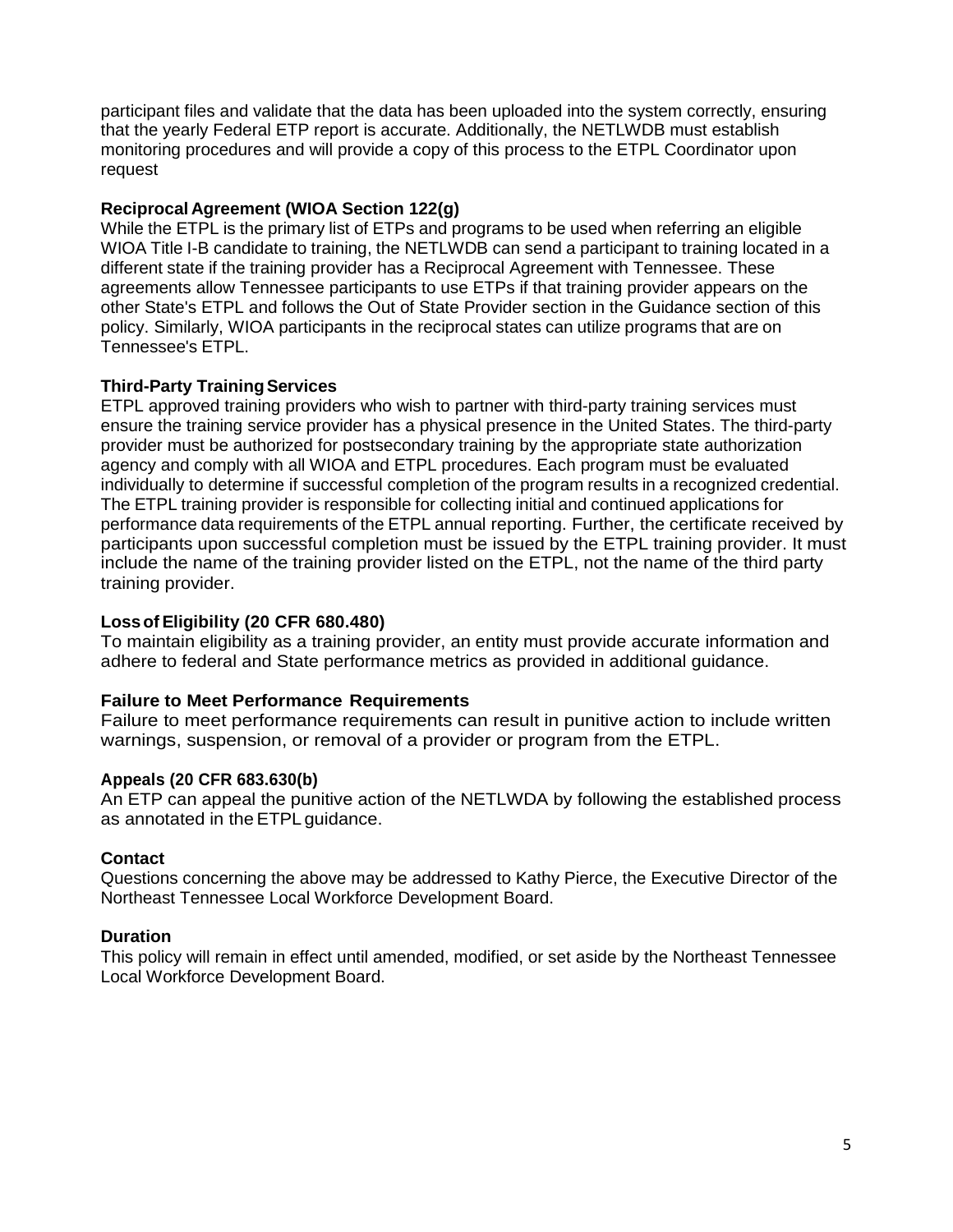participant files and validate that the data has been uploaded into the system correctly, ensuring that the yearly Federal ETP report is accurate. Additionally, the NETLWDB must establish monitoring procedures and will provide a copy of this process to the ETPL Coordinator upon request

**Reciprocal Agreement (WIOA Section 122(g)**

While the ETPL is the primary list of ETPs and programs to be used when referring an eligible WIOA Title I-B candidate to training, the NETLWDB can send a participant to training located in a different state if the training provider has a Reciprocal Agreement with Tennessee. These agreements allow Tennessee participants to use ETPs if that training provider appears on the other State's ETPL and follows the Out of State Provider section in the Guidance section of this policy. Similarly, WIOA participants in the reciprocal states can utilize programs that are on Tennessee's ETPL.

**Third-Party Training Services**

ETPL approved training providers who wish to partner with third-party training services must ensure the training service provider has a physical presence in the United States. The third-party provider must be authorized for postsecondary training by the appropriate state authorization agency and comply with all WIOA and ETPL procedures. Each program must be evaluated individually to determine if successful completion of the program results in a recognized credential. The ETPL training provider is responsible for collecting initial and continued applications for performance data requirements of the ETPL annual reporting. Further, the certificate received by participants upon successful completion must be issued by the ETPL training provider. It must include the name of the training provider listed on the ETPL, not the name of the third party training provider.

**Loss of Eligibility (20 CFR 680.480)**

To maintain eligibility as a training provider, an entity must provide accurate information and adhere to federal and State performance metrics as provided in additional guidance.

**Failure to Meet Performance Requirements**

Failure to meet performance requirements can result in punitive action to include written warnings, suspension, or removal of a provider or program from the ETPL.

**Appeals (20 CFR 683.630(b)**

An ETP can appeal the punitive action of the NETLWDA by following the established process as annotated in the ETPL guidance.

**Contact**

Questions concerning the above may be addressed to Kathy Pierce, the Executive Director of the Northeast Tennessee Local Workforce Development Board.

**Duration**

This policy will remain in effect until amended, modified, or set aside by the Northeast Tennessee Local Workforce Development Board.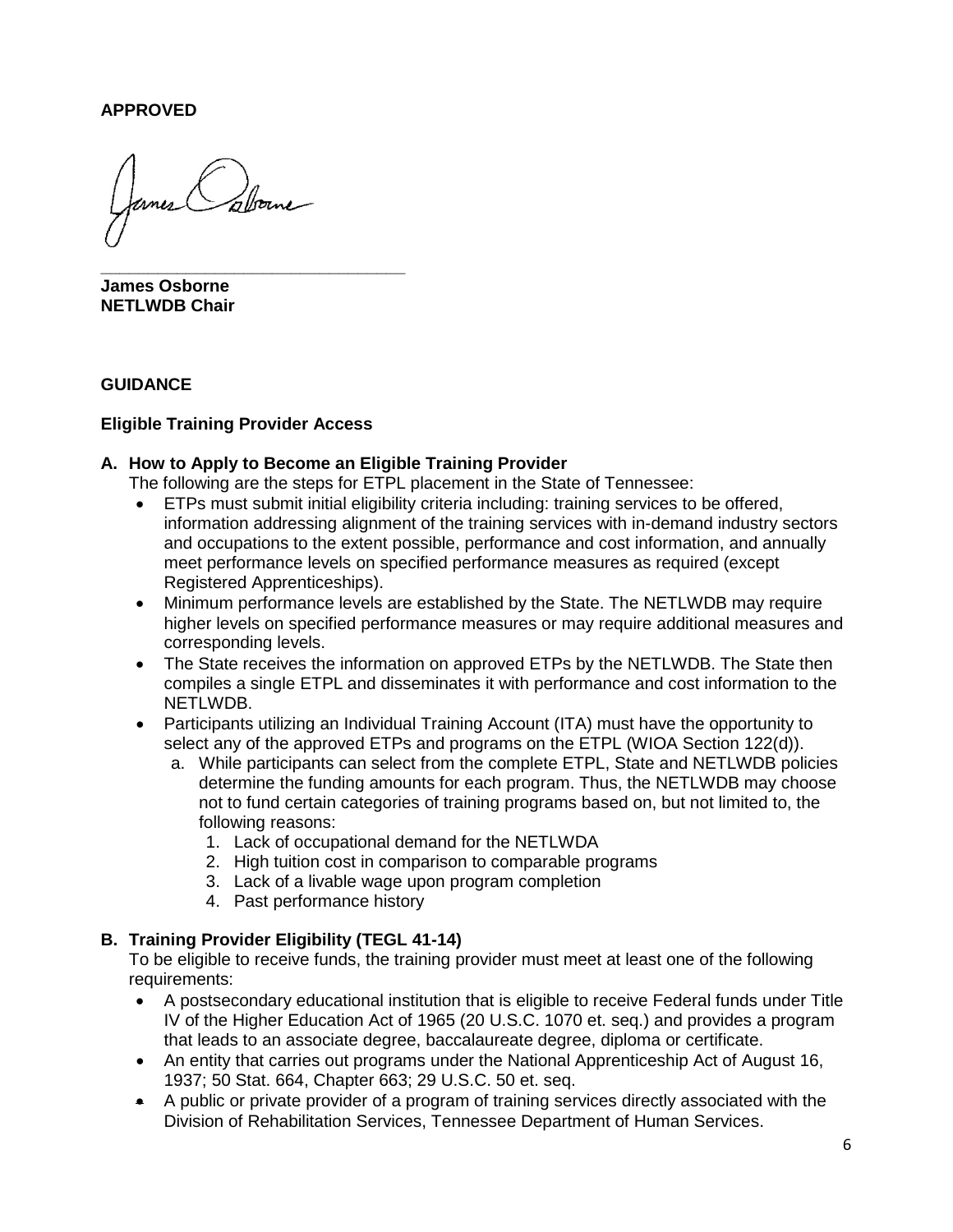**APPROVED**

\_\_\_\_\_\_\_\_\_\_\_\_\_\_\_\_\_\_\_\_\_\_\_\_\_\_\_\_\_\_\_\_

**James Osborne**
**NETLWDB Chair**

**GUIDANCE**

**Eligible Training Provider Access**

**A. How to Apply to Become an Eligible Training Provider**

The following are the steps for ETPL placement in the State of Tennessee:

- ETPs must submit initial eligibility criteria including: training services to be offered, information addressing alignment of the training services with in-demand industry sectors and occupations to the extent possible, performance and cost information, and annually meet performance levels on specified performance measures as required (except Registered Apprenticeships).
- Minimum performance levels are established by the State. The NETLWDB may require higher levels on specified performance measures or may require additional measures and corresponding levels.
- The State receives the information on approved ETPs by the NETLWDB. The State then compiles a single ETPL and disseminates it with performance and cost information to the NETLWDB.
- Participants utilizing an Individual Training Account (ITA) must have the opportunity to select any of the approved ETPs and programs on the ETPL (WIOA Section 122(d)).
  a. While participants can select from the complete ETPL, State and NETLWDB policies determine the funding amounts for each program. Thus, the NETLWDB may choose not to fund certain categories of training programs based on, but not limited to, the following reasons:
     1. Lack of occupational demand for the NETLWDA
     2. High tuition cost in comparison to comparable programs
     3. Lack of a livable wage upon program completion
     4. Past performance history

**B. Training Provider Eligibility (TEGL 41-14)**

To be eligible to receive funds, the training provider must meet at least one of the following requirements:

- A postsecondary educational institution that is eligible to receive Federal funds under Title IV of the Higher Education Act of 1965 (20 U.S.C. 1070 et. seq.) and provides a program that leads to an associate degree, baccalaureate degree, diploma or certificate.
- An entity that carries out programs under the National Apprenticeship Act of August 16, 1937; 50 Stat. 664, Chapter 663; 29 U.S.C. 50 et. seq.
- A public or private provider of a program of training services directly associated with the Division of Rehabilitation Services, Tennessee Department of Human Services.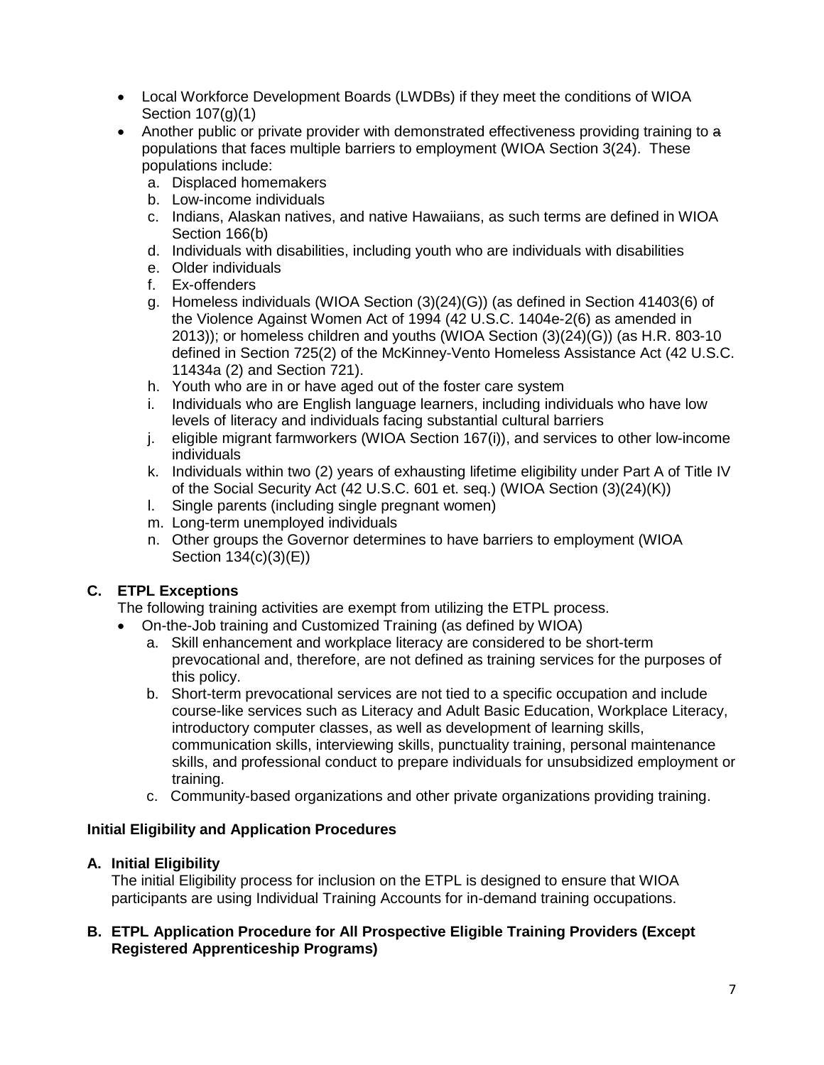- Local Workforce Development Boards (LWDBs) if they meet the conditions of WIOA Section 107(g)(1)
- Another public or private provider with demonstrated effectiveness providing training to a populations that faces multiple barriers to employment (WIOA Section 3(24). These populations include:
  a. Displaced homemakers
  b. Low-income individuals
  c. Indians, Alaskan natives, and native Hawaiians, as such terms are defined in WIOA Section 166(b)
  d. Individuals with disabilities, including youth who are individuals with disabilities
  e. Older individuals
  f. Ex-offenders
  g. Homeless individuals (WIOA Section (3)(24)(G)) (as defined in Section 41403(6) of the Violence Against Women Act of 1994 (42 U.S.C. 1404e-2(6) as amended in 2013)); or homeless children and youths (WIOA Section (3)(24)(G)) (as H.R. 803-10 defined in Section 725(2) of the McKinney-Vento Homeless Assistance Act (42 U.S.C. 11434a (2) and Section 721).
  h. Youth who are in or have aged out of the foster care system
  i. Individuals who are English language learners, including individuals who have low levels of literacy and individuals facing substantial cultural barriers
  j. eligible migrant farmworkers (WIOA Section 167(i)), and services to other low-income individuals
  k. Individuals within two (2) years of exhausting lifetime eligibility under Part A of Title IV of the Social Security Act (42 U.S.C. 601 et. seq.) (WIOA Section (3)(24)(K))
  l. Single parents (including single pregnant women)
  m. Long-term unemployed individuals
  n. Other groups the Governor determines to have barriers to employment (WIOA Section 134(c)(3)(E))

### C. ETPL Exceptions

The following training activities are exempt from utilizing the ETPL process.

- On-the-Job training and Customized Training (as defined by WIOA)
  a. Skill enhancement and workplace literacy are considered to be short-term prevocational and, therefore, are not defined as training services for the purposes of this policy.
  b. Short-term prevocational services are not tied to a specific occupation and include course-like services such as Literacy and Adult Basic Education, Workplace Literacy, introductory computer classes, as well as development of learning skills, communication skills, interviewing skills, punctuality training, personal maintenance skills, and professional conduct to prepare individuals for unsubsidized employment or training.
  c. Community-based organizations and other private organizations providing training.

## Initial Eligibility and Application Procedures

### A. Initial Eligibility

The initial Eligibility process for inclusion on the ETPL is designed to ensure that WIOA participants are using Individual Training Accounts for in-demand training occupations.

### B. ETPL Application Procedure for All Prospective Eligible Training Providers (Except Registered Apprenticeship Programs)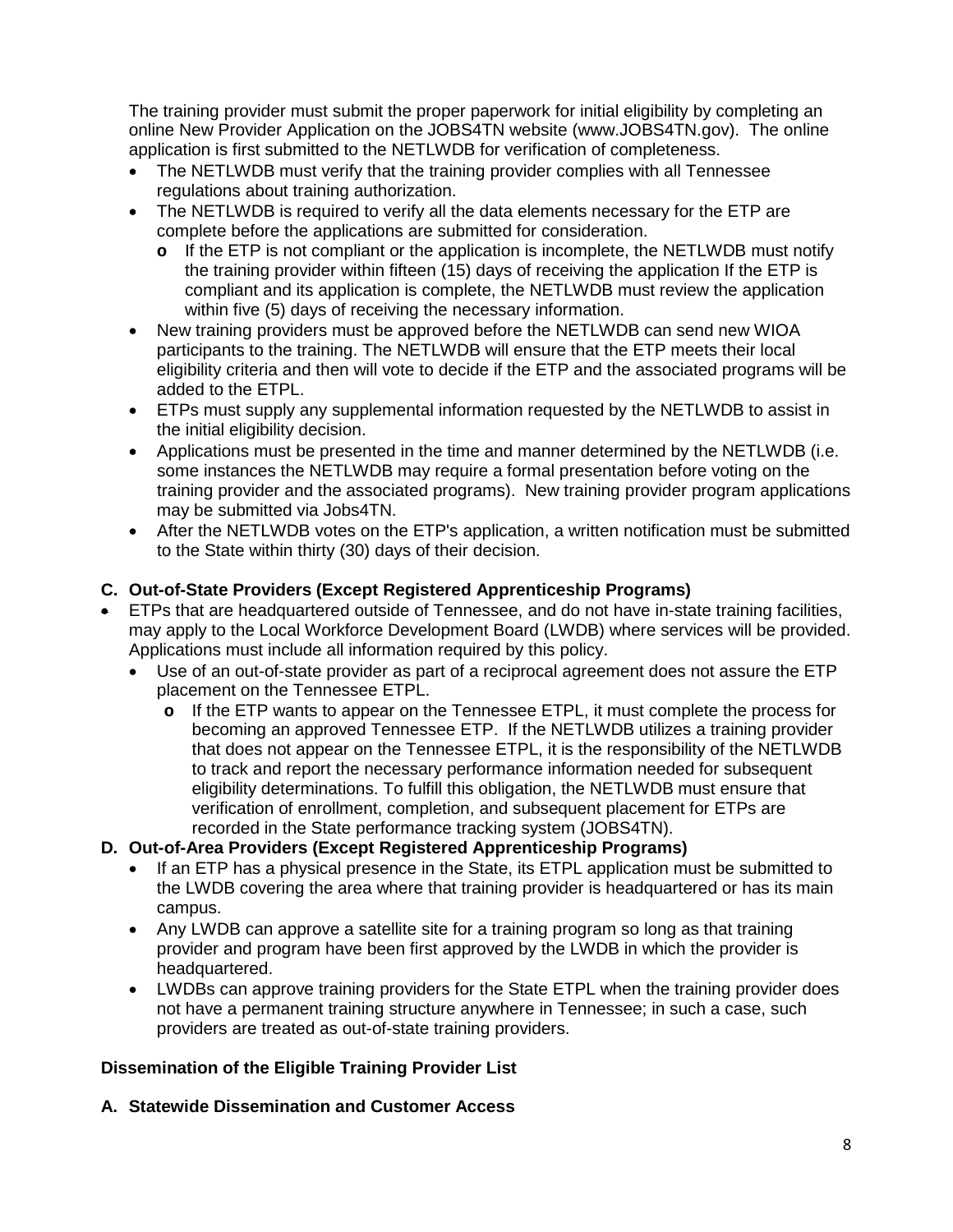The training provider must submit the proper paperwork for initial eligibility by completing an online New Provider Application on the JOBS4TN website (www.JOBS4TN.gov). The online application is first submitted to the NETLWDB for verification of completeness.

- The NETLWDB must verify that the training provider complies with all Tennessee regulations about training authorization.
- The NETLWDB is required to verify all the data elements necessary for the ETP are complete before the applications are submitted for consideration.
  - If the ETP is not compliant or the application is incomplete, the NETLWDB must notify the training provider within fifteen (15) days of receiving the application If the ETP is compliant and its application is complete, the NETLWDB must review the application within five (5) days of receiving the necessary information.
- New training providers must be approved before the NETLWDB can send new WIOA participants to the training. The NETLWDB will ensure that the ETP meets their local eligibility criteria and then will vote to decide if the ETP and the associated programs will be added to the ETPL.
- ETPs must supply any supplemental information requested by the NETLWDB to assist in the initial eligibility decision.
- Applications must be presented in the time and manner determined by the NETLWDB (i.e. some instances the NETLWDB may require a formal presentation before voting on the training provider and the associated programs). New training provider program applications may be submitted via Jobs4TN.
- After the NETLWDB votes on the ETP's application, a written notification must be submitted to the State within thirty (30) days of their decision.

**C. Out-of-State Providers (Except Registered Apprenticeship Programs)**

- ETPs that are headquartered outside of Tennessee, and do not have in-state training facilities, may apply to the Local Workforce Development Board (LWDB) where services will be provided. Applications must include all information required by this policy.
  - Use of an out-of-state provider as part of a reciprocal agreement does not assure the ETP placement on the Tennessee ETPL.
    - If the ETP wants to appear on the Tennessee ETPL, it must complete the process for becoming an approved Tennessee ETP. If the NETLWDB utilizes a training provider that does not appear on the Tennessee ETPL, it is the responsibility of the NETLWDB to track and report the necessary performance information needed for subsequent eligibility determinations. To fulfill this obligation, the NETLWDB must ensure that verification of enrollment, completion, and subsequent placement for ETPs are recorded in the State performance tracking system (JOBS4TN).

**D. Out-of-Area Providers (Except Registered Apprenticeship Programs)**

- If an ETP has a physical presence in the State, its ETPL application must be submitted to the LWDB covering the area where that training provider is headquartered or has its main campus.
- Any LWDB can approve a satellite site for a training program so long as that training provider and program have been first approved by the LWDB in which the provider is headquartered.
- LWDBs can approve training providers for the State ETPL when the training provider does not have a permanent training structure anywhere in Tennessee; in such a case, such providers are treated as out-of-state training providers.

**Dissemination of the Eligible Training Provider List**

**A. Statewide Dissemination and Customer Access**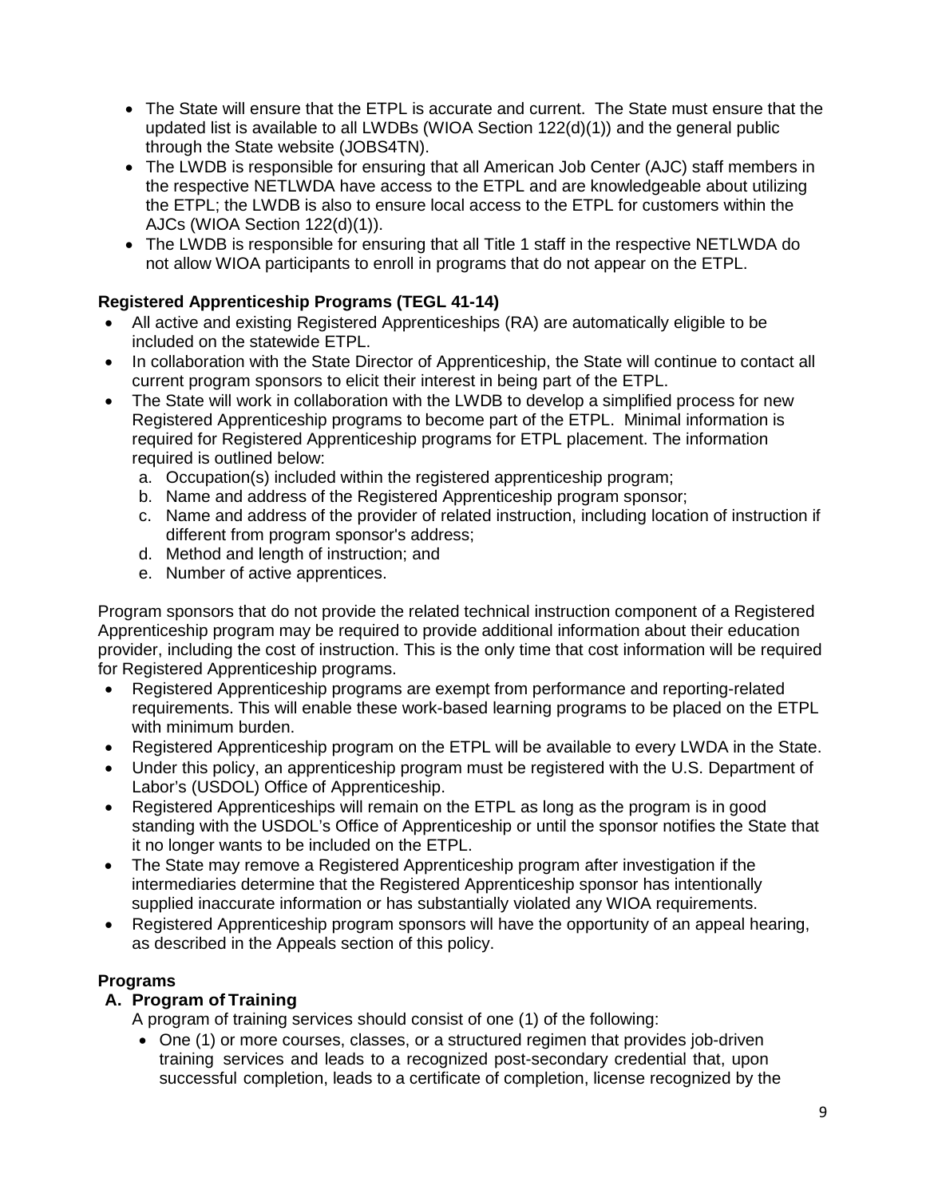- The State will ensure that the ETPL is accurate and current. The State must ensure that the updated list is available to all LWDBs (WIOA Section 122(d)(1)) and the general public through the State website (JOBS4TN).
- The LWDB is responsible for ensuring that all American Job Center (AJC) staff members in the respective NETLWDA have access to the ETPL and are knowledgeable about utilizing the ETPL; the LWDB is also to ensure local access to the ETPL for customers within the AJCs (WIOA Section 122(d)(1)).
- The LWDB is responsible for ensuring that all Title 1 staff in the respective NETLWDA do not allow WIOA participants to enroll in programs that do not appear on the ETPL.

**Registered Apprenticeship Programs (TEGL 41-14)**

- All active and existing Registered Apprenticeships (RA) are automatically eligible to be included on the statewide ETPL.
- In collaboration with the State Director of Apprenticeship, the State will continue to contact all current program sponsors to elicit their interest in being part of the ETPL.
- The State will work in collaboration with the LWDB to develop a simplified process for new Registered Apprenticeship programs to become part of the ETPL. Minimal information is required for Registered Apprenticeship programs for ETPL placement. The information required is outlined below:
  a. Occupation(s) included within the registered apprenticeship program;
  b. Name and address of the Registered Apprenticeship program sponsor;
  c. Name and address of the provider of related instruction, including location of instruction if different from program sponsor's address;
  d. Method and length of instruction; and
  e. Number of active apprentices.

Program sponsors that do not provide the related technical instruction component of a Registered Apprenticeship program may be required to provide additional information about their education provider, including the cost of instruction. This is the only time that cost information will be required for Registered Apprenticeship programs.

- Registered Apprenticeship programs are exempt from performance and reporting-related requirements. This will enable these work-based learning programs to be placed on the ETPL with minimum burden.
- Registered Apprenticeship program on the ETPL will be available to every LWDA in the State.
- Under this policy, an apprenticeship program must be registered with the U.S. Department of Labor's (USDOL) Office of Apprenticeship.
- Registered Apprenticeships will remain on the ETPL as long as the program is in good standing with the USDOL's Office of Apprenticeship or until the sponsor notifies the State that it no longer wants to be included on the ETPL.
- The State may remove a Registered Apprenticeship program after investigation if the intermediaries determine that the Registered Apprenticeship sponsor has intentionally supplied inaccurate information or has substantially violated any WIOA requirements.
- Registered Apprenticeship program sponsors will have the opportunity of an appeal hearing, as described in the Appeals section of this policy.

**Programs**

**A. Program of Training**

A program of training services should consist of one (1) of the following:

- One (1) or more courses, classes, or a structured regimen that provides job-driven training services and leads to a recognized post-secondary credential that, upon successful completion, leads to a certificate of completion, license recognized by the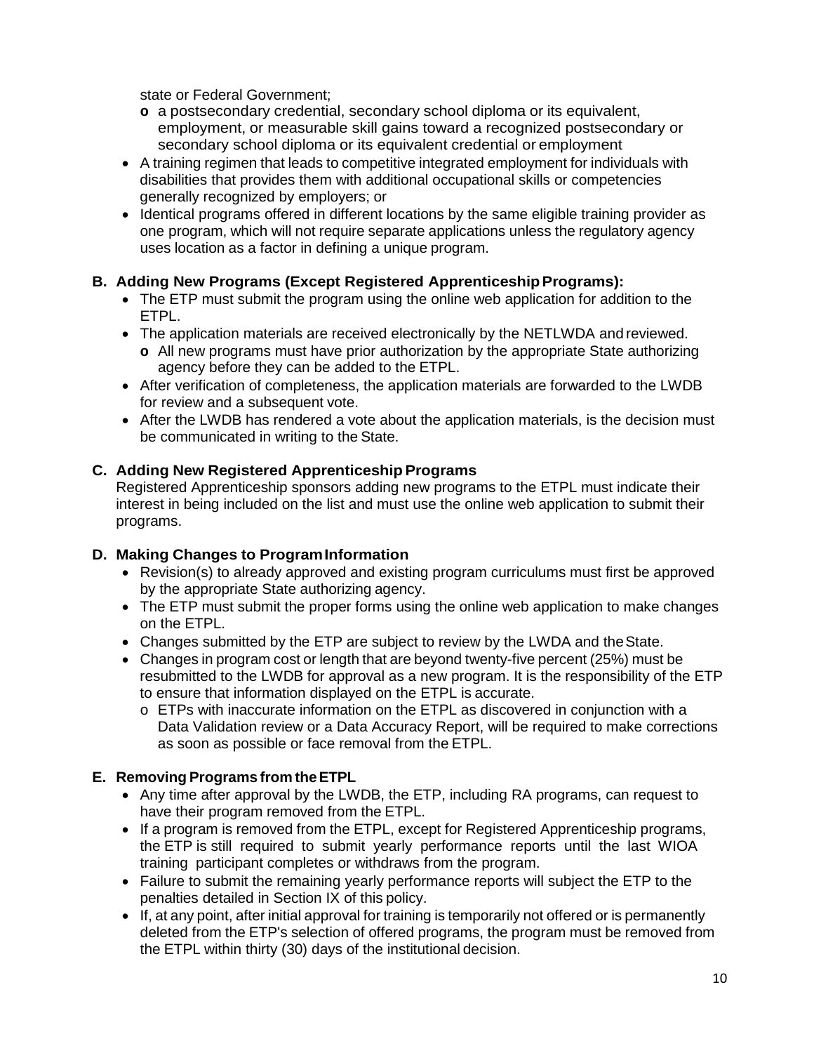state or Federal Government;

  - a postsecondary credential, secondary school diploma or its equivalent, employment, or measurable skill gains toward a recognized postsecondary or secondary school diploma or its equivalent credential or employment
- A training regimen that leads to competitive integrated employment for individuals with disabilities that provides them with additional occupational skills or competencies generally recognized by employers; or
- Identical programs offered in different locations by the same eligible training provider as one program, which will not require separate applications unless the regulatory agency uses location as a factor in defining a unique program.

### B. Adding New Programs (Except Registered Apprenticeship Programs):

- The ETP must submit the program using the online web application for addition to the ETPL.
- The application materials are received electronically by the NETLWDA and reviewed.
  - All new programs must have prior authorization by the appropriate State authorizing agency before they can be added to the ETPL.
- After verification of completeness, the application materials are forwarded to the LWDB for review and a subsequent vote.
- After the LWDB has rendered a vote about the application materials, is the decision must be communicated in writing to the State.

### C. Adding New Registered Apprenticeship Programs

Registered Apprenticeship sponsors adding new programs to the ETPL must indicate their interest in being included on the list and must use the online web application to submit their programs.

### D. Making Changes to Program Information

- Revision(s) to already approved and existing program curriculums must first be approved by the appropriate State authorizing agency.
- The ETP must submit the proper forms using the online web application to make changes on the ETPL.
- Changes submitted by the ETP are subject to review by the LWDA and the State.
- Changes in program cost or length that are beyond twenty-five percent (25%) must be resubmitted to the LWDB for approval as a new program. It is the responsibility of the ETP to ensure that information displayed on the ETPL is accurate.
  - ETPs with inaccurate information on the ETPL as discovered in conjunction with a Data Validation review or a Data Accuracy Report, will be required to make corrections as soon as possible or face removal from the ETPL.

### E. Removing Programs from the ETPL

- Any time after approval by the LWDB, the ETP, including RA programs, can request to have their program removed from the ETPL.
- If a program is removed from the ETPL, except for Registered Apprenticeship programs, the ETP is still required to submit yearly performance reports until the last WIOA training participant completes or withdraws from the program.
- Failure to submit the remaining yearly performance reports will subject the ETP to the penalties detailed in Section IX of this policy.
- If, at any point, after initial approval for training is temporarily not offered or is permanently deleted from the ETP's selection of offered programs, the program must be removed from the ETPL within thirty (30) days of the institutional decision.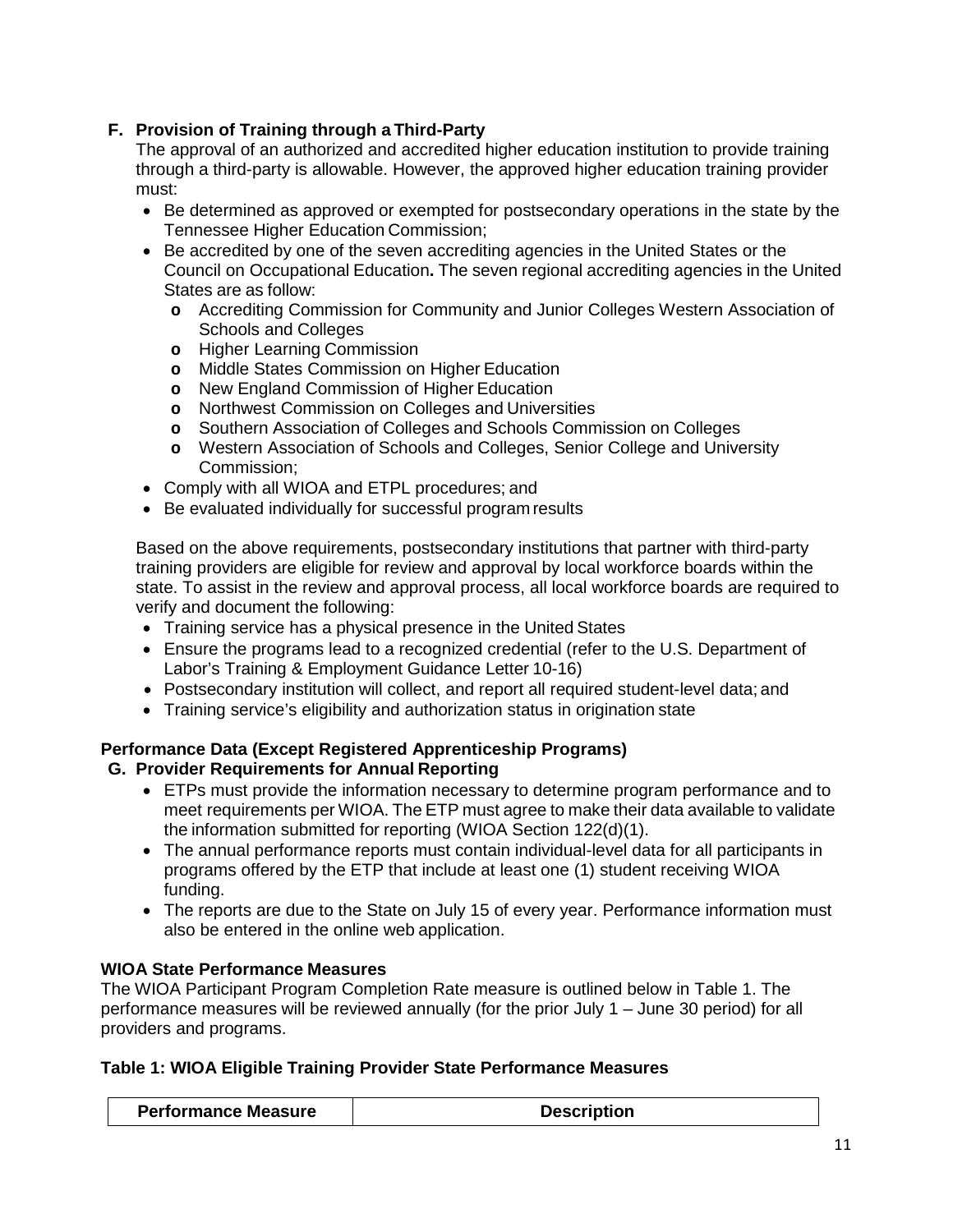## F. Provision of Training through a Third-Party

The approval of an authorized and accredited higher education institution to provide training through a third-party is allowable. However, the approved higher education training provider must:

- Be determined as approved or exempted for postsecondary operations in the state by the Tennessee Higher Education Commission;
- Be accredited by one of the seven accrediting agencies in the United States or the Council on Occupational Education**.** The seven regional accrediting agencies in the United States are as follow:
  - Accrediting Commission for Community and Junior Colleges Western Association of Schools and Colleges
  - Higher Learning Commission
  - Middle States Commission on Higher Education
  - New England Commission of Higher Education
  - Northwest Commission on Colleges and Universities
  - Southern Association of Colleges and Schools Commission on Colleges
  - Western Association of Schools and Colleges, Senior College and University Commission;
- Comply with all WIOA and ETPL procedures; and
- Be evaluated individually for successful program results

Based on the above requirements, postsecondary institutions that partner with third-party training providers are eligible for review and approval by local workforce boards within the state. To assist in the review and approval process, all local workforce boards are required to verify and document the following:

- Training service has a physical presence in the United States
- Ensure the programs lead to a recognized credential (refer to the U.S. Department of Labor's Training & Employment Guidance Letter 10-16)
- Postsecondary institution will collect, and report all required student-level data; and
- Training service's eligibility and authorization status in origination state

## Performance Data (Except Registered Apprenticeship Programs)

## G. Provider Requirements for Annual Reporting

- ETPs must provide the information necessary to determine program performance and to meet requirements per WIOA. The ETP must agree to make their data available to validate the information submitted for reporting (WIOA Section 122(d)(1).
- The annual performance reports must contain individual-level data for all participants in programs offered by the ETP that include at least one (1) student receiving WIOA funding.
- The reports are due to the State on July 15 of every year. Performance information must also be entered in the online web application.

### WIOA State Performance Measures

The WIOA Participant Program Completion Rate measure is outlined below in Table 1. The performance measures will be reviewed annually (for the prior July 1 – June 30 period) for all providers and programs.

### Table 1: WIOA Eligible Training Provider State Performance Measures

| Performance Measure | Description |
| --- | --- |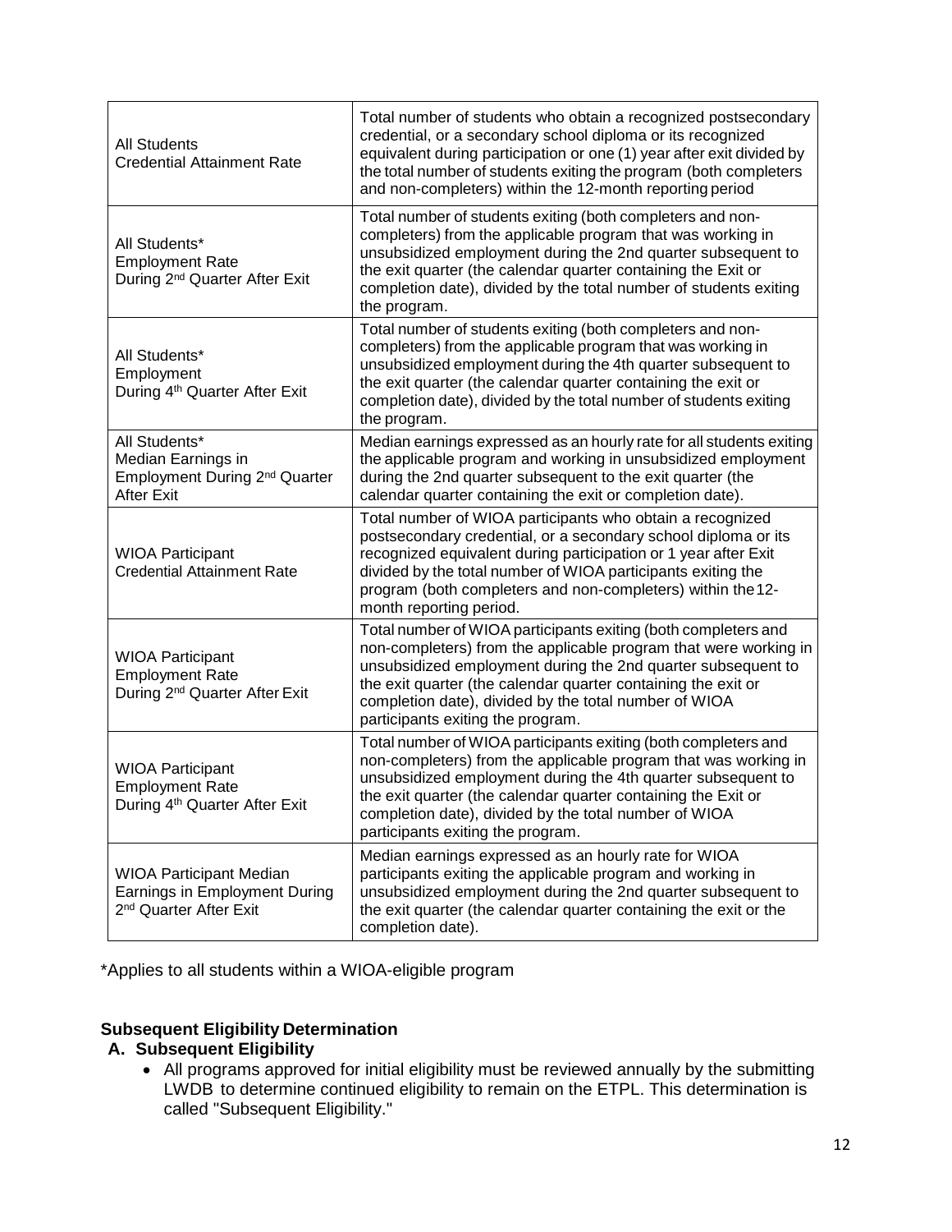| | |
|---|---|
| All Students Credential Attainment Rate | Total number of students who obtain a recognized postsecondary credential, or a secondary school diploma or its recognized equivalent during participation or one (1) year after exit divided by the total number of students exiting the program (both completers and non-completers) within the 12-month reporting period |
| All Students* Employment Rate During 2nd Quarter After Exit | Total number of students exiting (both completers and non-completers) from the applicable program that was working in unsubsidized employment during the 2nd quarter subsequent to the exit quarter (the calendar quarter containing the Exit or completion date), divided by the total number of students exiting the program. |
| All Students* Employment During 4th Quarter After Exit | Total number of students exiting (both completers and non-completers) from the applicable program that was working in unsubsidized employment during the 4th quarter subsequent to the exit quarter (the calendar quarter containing the exit or completion date), divided by the total number of students exiting the program. |
| All Students* Median Earnings in Employment During 2nd Quarter After Exit | Median earnings expressed as an hourly rate for all students exiting the applicable program and working in unsubsidized employment during the 2nd quarter subsequent to the exit quarter (the calendar quarter containing the exit or completion date). |
| WIOA Participant Credential Attainment Rate | Total number of WIOA participants who obtain a recognized postsecondary credential, or a secondary school diploma or its recognized equivalent during participation or 1 year after Exit divided by the total number of WIOA participants exiting the program (both completers and non-completers) within the 12-month reporting period. |
| WIOA Participant Employment Rate During 2nd Quarter After Exit | Total number of WIOA participants exiting (both completers and non-completers) from the applicable program that were working in unsubsidized employment during the 2nd quarter subsequent to the exit quarter (the calendar quarter containing the exit or completion date), divided by the total number of WIOA participants exiting the program. |
| WIOA Participant Employment Rate During 4th Quarter After Exit | Total number of WIOA participants exiting (both completers and non-completers) from the applicable program that was working in unsubsidized employment during the 4th quarter subsequent to the exit quarter (the calendar quarter containing the Exit or completion date), divided by the total number of WIOA participants exiting the program. |
| WIOA Participant Median Earnings in Employment During 2nd Quarter After Exit | Median earnings expressed as an hourly rate for WIOA participants exiting the applicable program and working in unsubsidized employment during the 2nd quarter subsequent to the exit quarter (the calendar quarter containing the exit or the completion date). |

*Applies to all students within a WIOA-eligible program

**Subsequent Eligibility Determination**

**A. Subsequent Eligibility**

- All programs approved for initial eligibility must be reviewed annually by the submitting LWDB to determine continued eligibility to remain on the ETPL. This determination is called "Subsequent Eligibility."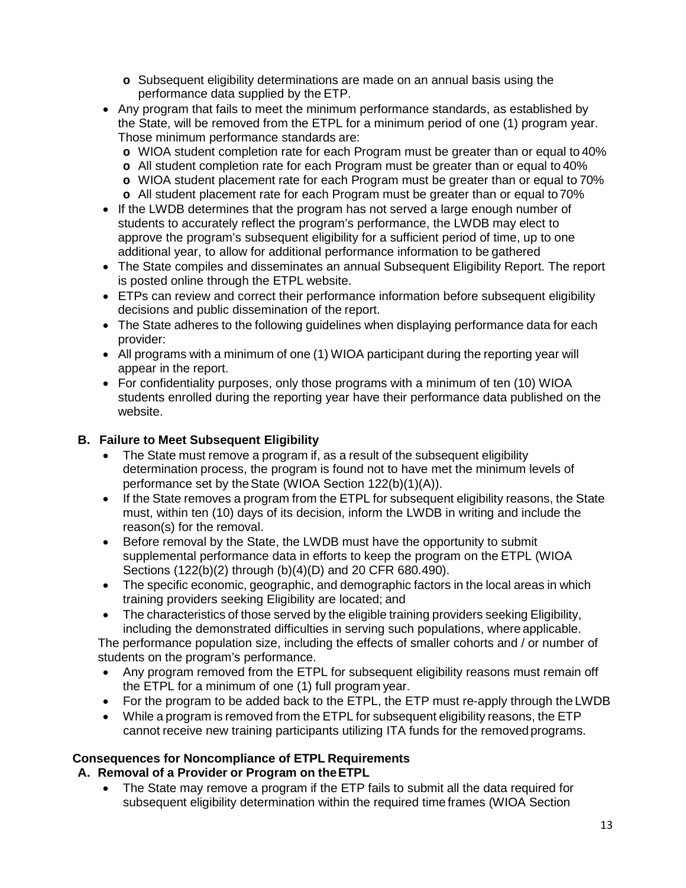- Subsequent eligibility determinations are made on an annual basis using the performance data supplied by the ETP.
- Any program that fails to meet the minimum performance standards, as established by the State, will be removed from the ETPL for a minimum period of one (1) program year. Those minimum performance standards are:
  - WIOA student completion rate for each Program must be greater than or equal to 40%
  - All student completion rate for each Program must be greater than or equal to 40%
  - WIOA student placement rate for each Program must be greater than or equal to 70%
  - All student placement rate for each Program must be greater than or equal to 70%
- If the LWDB determines that the program has not served a large enough number of students to accurately reflect the program's performance, the LWDB may elect to approve the program's subsequent eligibility for a sufficient period of time, up to one additional year, to allow for additional performance information to be gathered
- The State compiles and disseminates an annual Subsequent Eligibility Report. The report is posted online through the ETPL website.
- ETPs can review and correct their performance information before subsequent eligibility decisions and public dissemination of the report.
- The State adheres to the following guidelines when displaying performance data for each provider:
- All programs with a minimum of one (1) WIOA participant during the reporting year will appear in the report.
- For confidentiality purposes, only those programs with a minimum of ten (10) WIOA students enrolled during the reporting year have their performance data published on the website.

**B. Failure to Meet Subsequent Eligibility**

- The State must remove a program if, as a result of the subsequent eligibility determination process, the program is found not to have met the minimum levels of performance set by the State (WIOA Section 122(b)(1)(A)).
- If the State removes a program from the ETPL for subsequent eligibility reasons, the State must, within ten (10) days of its decision, inform the LWDB in writing and include the reason(s) for the removal.
- Before removal by the State, the LWDB must have the opportunity to submit supplemental performance data in efforts to keep the program on the ETPL (WIOA Sections (122(b)(2) through (b)(4)(D) and 20 CFR 680.490).
- The specific economic, geographic, and demographic factors in the local areas in which training providers seeking Eligibility are located; and
- The characteristics of those served by the eligible training providers seeking Eligibility, including the demonstrated difficulties in serving such populations, where applicable.

The performance population size, including the effects of smaller cohorts and / or number of students on the program's performance.

- Any program removed from the ETPL for subsequent eligibility reasons must remain off the ETPL for a minimum of one (1) full program year.
- For the program to be added back to the ETPL, the ETP must re-apply through the LWDB
- While a program is removed from the ETPL for subsequent eligibility reasons, the ETP cannot receive new training participants utilizing ITA funds for the removed programs.

**Consequences for Noncompliance of ETPL Requirements**

**A. Removal of a Provider or Program on the ETPL**

- The State may remove a program if the ETP fails to submit all the data required for subsequent eligibility determination within the required time frames (WIOA Section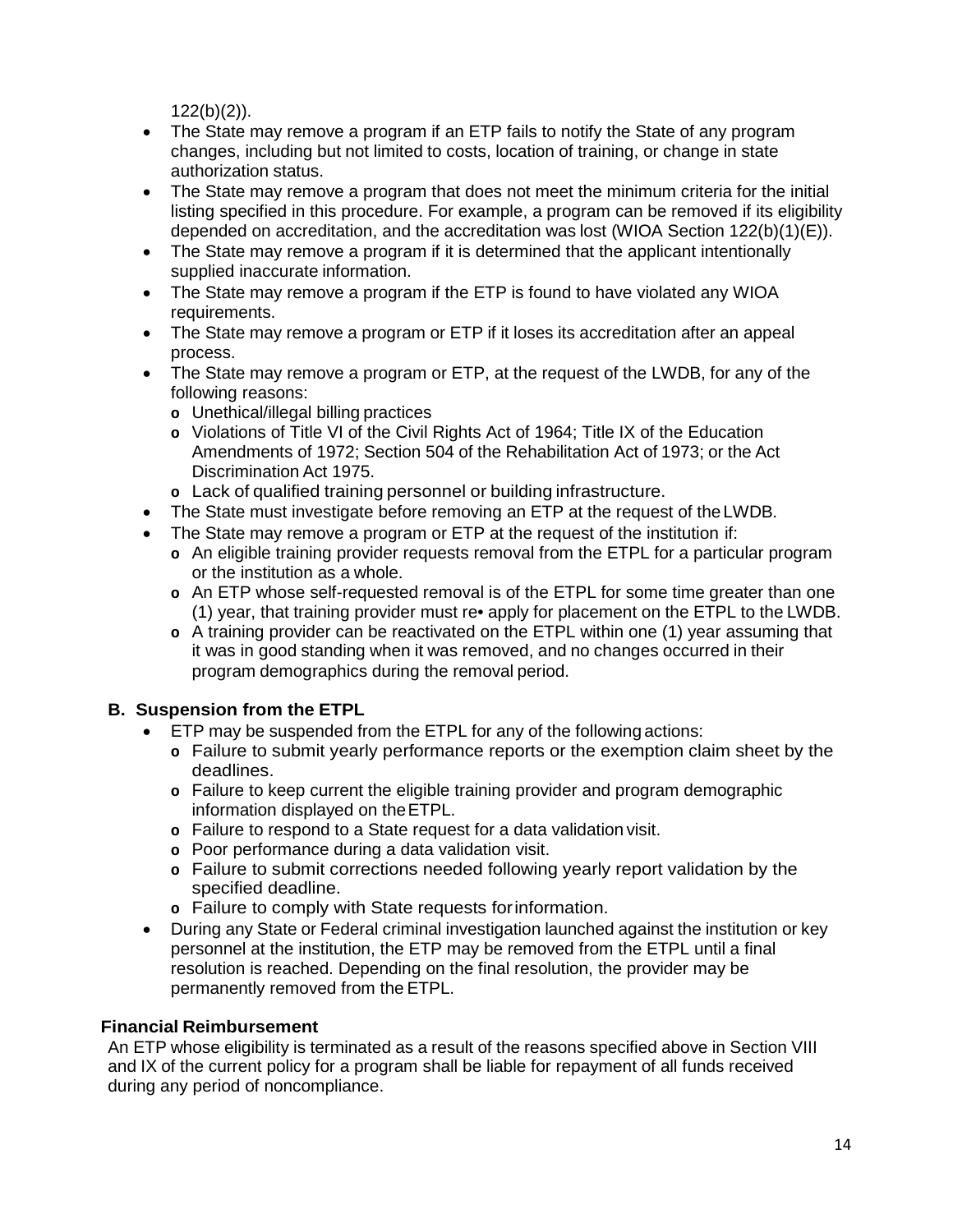122(b)(2)).

- The State may remove a program if an ETP fails to notify the State of any program changes, including but not limited to costs, location of training, or change in state authorization status.
- The State may remove a program that does not meet the minimum criteria for the initial listing specified in this procedure. For example, a program can be removed if its eligibility depended on accreditation, and the accreditation was lost (WIOA Section 122(b)(1)(E)).
- The State may remove a program if it is determined that the applicant intentionally supplied inaccurate information.
- The State may remove a program if the ETP is found to have violated any WIOA requirements.
- The State may remove a program or ETP if it loses its accreditation after an appeal process.
- The State may remove a program or ETP, at the request of the LWDB, for any of the following reasons:
  - Unethical/illegal billing practices
  - Violations of Title VI of the Civil Rights Act of 1964; Title IX of the Education Amendments of 1972; Section 504 of the Rehabilitation Act of 1973; or the Act Discrimination Act 1975.
  - Lack of qualified training personnel or building infrastructure.
- The State must investigate before removing an ETP at the request of the LWDB.
- The State may remove a program or ETP at the request of the institution if:
  - An eligible training provider requests removal from the ETPL for a particular program or the institution as a whole.
  - An ETP whose self-requested removal is of the ETPL for some time greater than one (1) year, that training provider must re• apply for placement on the ETPL to the LWDB.
  - A training provider can be reactivated on the ETPL within one (1) year assuming that it was in good standing when it was removed, and no changes occurred in their program demographics during the removal period.

## B. Suspension from the ETPL

- ETP may be suspended from the ETPL for any of the following actions:
  - Failure to submit yearly performance reports or the exemption claim sheet by the deadlines.
  - Failure to keep current the eligible training provider and program demographic information displayed on the ETPL.
  - Failure to respond to a State request for a data validation visit.
  - Poor performance during a data validation visit.
  - Failure to submit corrections needed following yearly report validation by the specified deadline.
  - Failure to comply with State requests for information.
- During any State or Federal criminal investigation launched against the institution or key personnel at the institution, the ETP may be removed from the ETPL until a final resolution is reached. Depending on the final resolution, the provider may be permanently removed from the ETPL.

### Financial Reimbursement

An ETP whose eligibility is terminated as a result of the reasons specified above in Section VIII and IX of the current policy for a program shall be liable for repayment of all funds received during any period of noncompliance.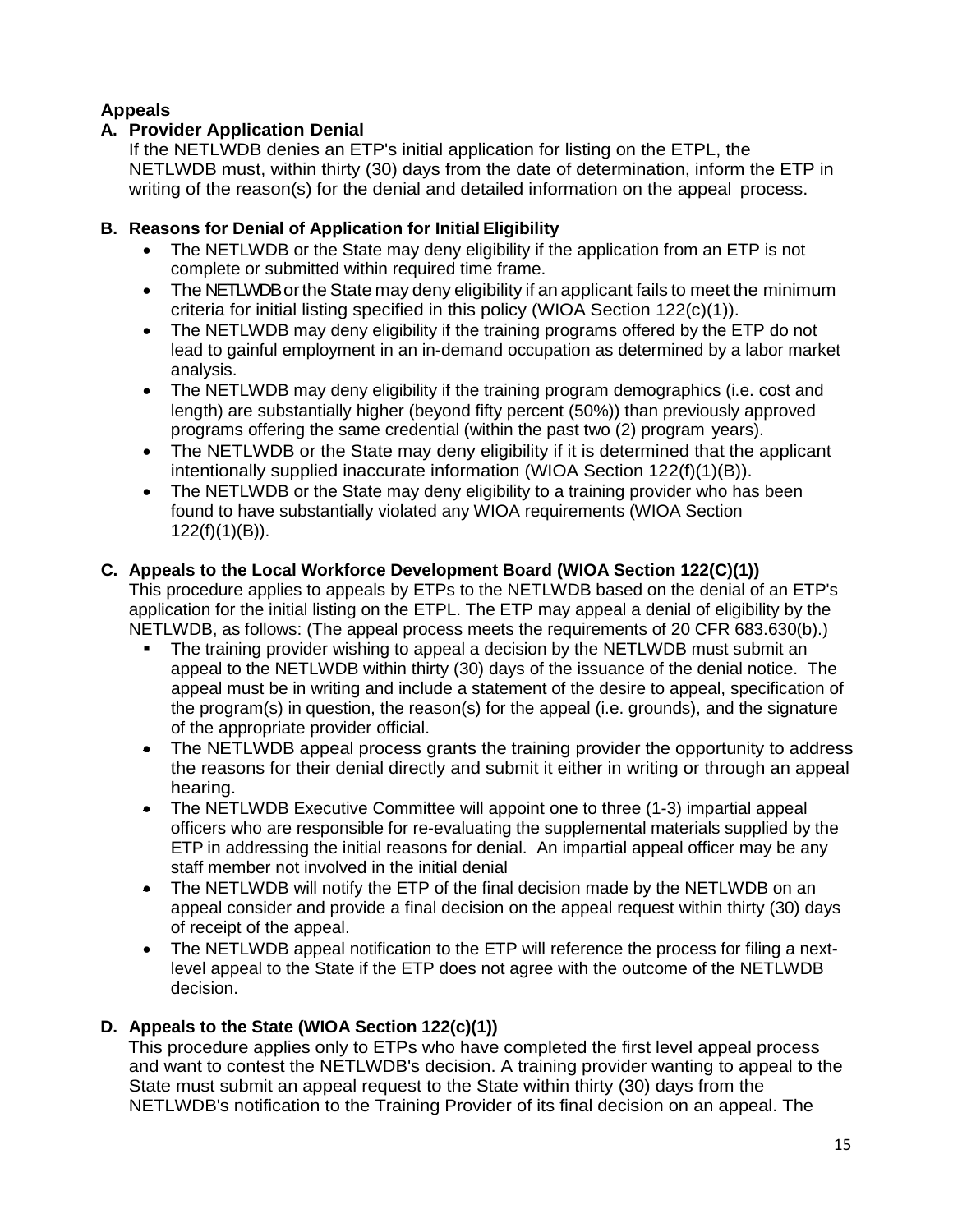**Appeals**

**A. Provider Application Denial**

If the NETLWDB denies an ETP's initial application for listing on the ETPL, the NETLWDB must, within thirty (30) days from the date of determination, inform the ETP in writing of the reason(s) for the denial and detailed information on the appeal process.

**B. Reasons for Denial of Application for Initial Eligibility**

- The NETLWDB or the State may deny eligibility if the application from an ETP is not complete or submitted within required time frame.
- The NETLWDB or the State may deny eligibility if an applicant fails to meet the minimum criteria for initial listing specified in this policy (WIOA Section 122(c)(1)).
- The NETLWDB may deny eligibility if the training programs offered by the ETP do not lead to gainful employment in an in-demand occupation as determined by a labor market analysis.
- The NETLWDB may deny eligibility if the training program demographics (i.e. cost and length) are substantially higher (beyond fifty percent (50%)) than previously approved programs offering the same credential (within the past two (2) program years).
- The NETLWDB or the State may deny eligibility if it is determined that the applicant intentionally supplied inaccurate information (WIOA Section 122(f)(1)(B)).
- The NETLWDB or the State may deny eligibility to a training provider who has been found to have substantially violated any WIOA requirements (WIOA Section 122(f)(1)(B)).

**C. Appeals to the Local Workforce Development Board (WIOA Section 122(C)(1))**

This procedure applies to appeals by ETPs to the NETLWDB based on the denial of an ETP's application for the initial listing on the ETPL. The ETP may appeal a denial of eligibility by the NETLWDB, as follows: (The appeal process meets the requirements of 20 CFR 683.630(b).)

- The training provider wishing to appeal a decision by the NETLWDB must submit an appeal to the NETLWDB within thirty (30) days of the issuance of the denial notice. The appeal must be in writing and include a statement of the desire to appeal, specification of the program(s) in question, the reason(s) for the appeal (i.e. grounds), and the signature of the appropriate provider official.
- The NETLWDB appeal process grants the training provider the opportunity to address the reasons for their denial directly and submit it either in writing or through an appeal hearing.
- The NETLWDB Executive Committee will appoint one to three (1-3) impartial appeal officers who are responsible for re-evaluating the supplemental materials supplied by the ETP in addressing the initial reasons for denial. An impartial appeal officer may be any staff member not involved in the initial denial
- The NETLWDB will notify the ETP of the final decision made by the NETLWDB on an appeal consider and provide a final decision on the appeal request within thirty (30) days of receipt of the appeal.
- The NETLWDB appeal notification to the ETP will reference the process for filing a next-level appeal to the State if the ETP does not agree with the outcome of the NETLWDB decision.

**D. Appeals to the State (WIOA Section 122(c)(1))**

This procedure applies only to ETPs who have completed the first level appeal process and want to contest the NETLWDB's decision. A training provider wanting to appeal to the State must submit an appeal request to the State within thirty (30) days from the NETLWDB's notification to the Training Provider of its final decision on an appeal. The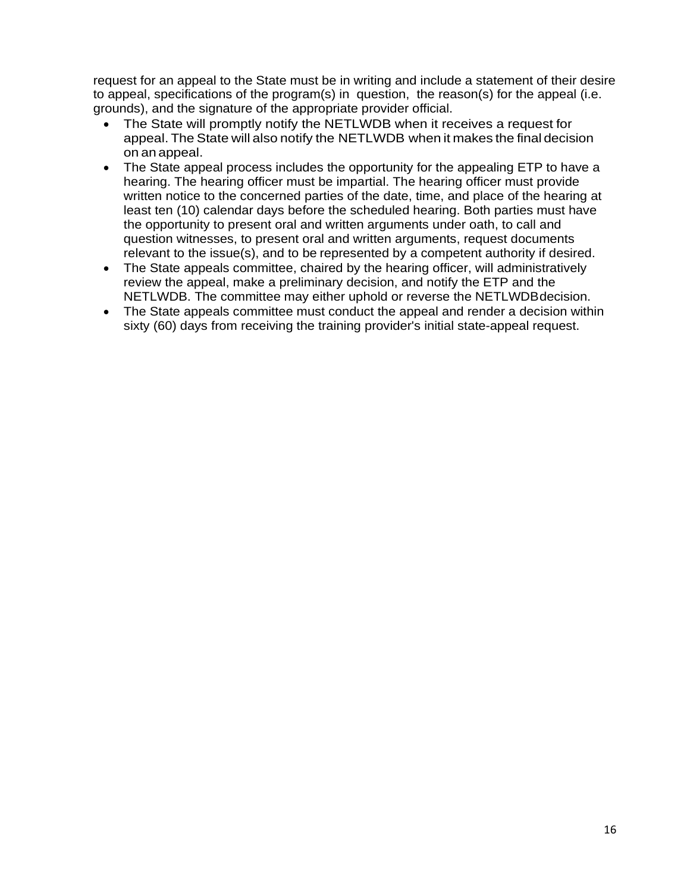request for an appeal to the State must be in writing and include a statement of their desire to appeal, specifications of the program(s) in question, the reason(s) for the appeal (i.e. grounds), and the signature of the appropriate provider official.

- The State will promptly notify the NETLWDB when it receives a request for appeal. The State will also notify the NETLWDB when it makes the final decision on an appeal.
- The State appeal process includes the opportunity for the appealing ETP to have a hearing. The hearing officer must be impartial. The hearing officer must provide written notice to the concerned parties of the date, time, and place of the hearing at least ten (10) calendar days before the scheduled hearing. Both parties must have the opportunity to present oral and written arguments under oath, to call and question witnesses, to present oral and written arguments, request documents relevant to the issue(s), and to be represented by a competent authority if desired.
- The State appeals committee, chaired by the hearing officer, will administratively review the appeal, make a preliminary decision, and notify the ETP and the NETLWDB. The committee may either uphold or reverse the NETLWDB decision.
- The State appeals committee must conduct the appeal and render a decision within sixty (60) days from receiving the training provider's initial state-appeal request.